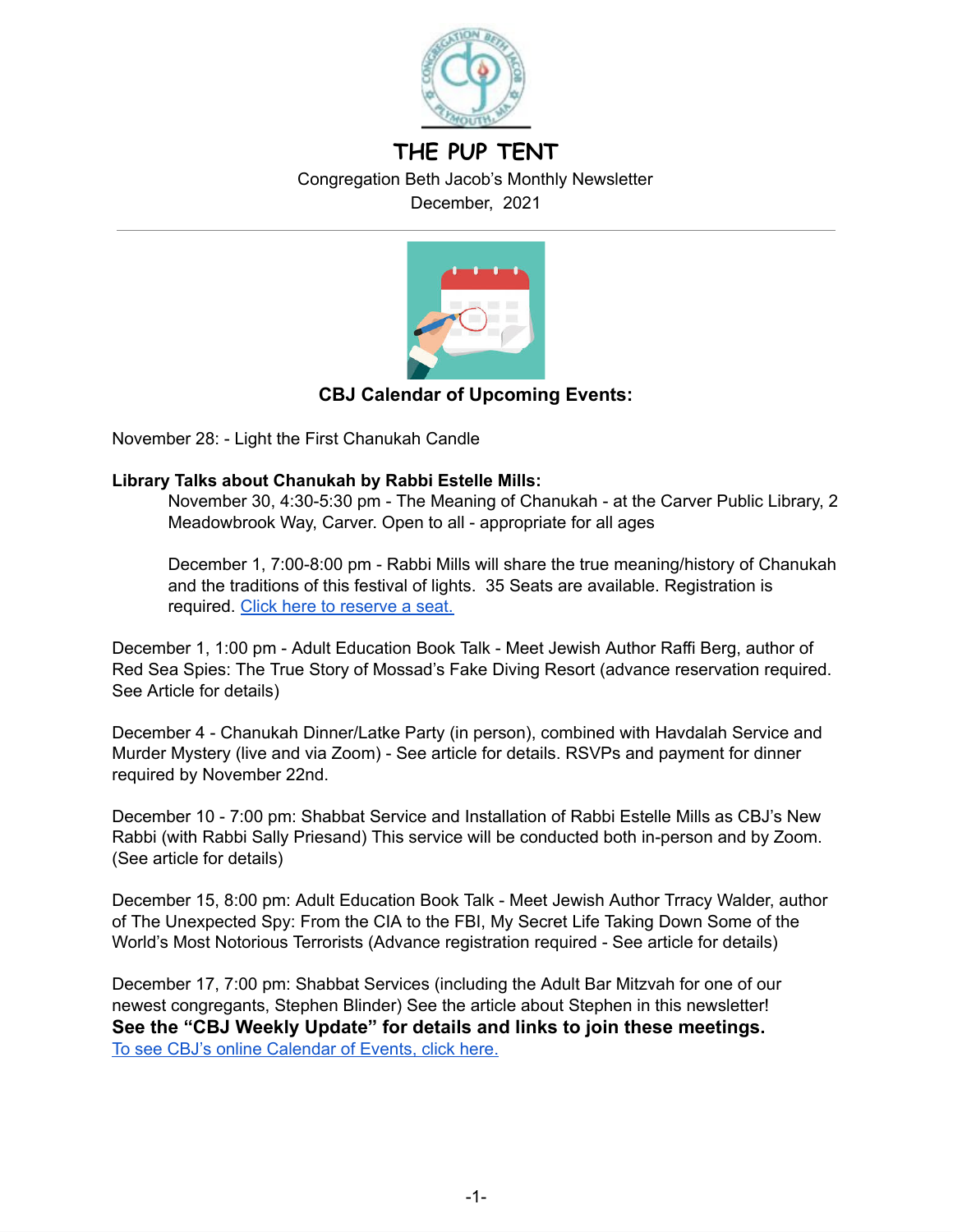# THE PUP TENT

Congregation Beth Jacob's Monthly Newsletter

December, 2021

---

## CBJ Calendar of Upcoming Events:

November 28: - Light the First Chanukah Candle

**Library Talks about Chanukah by Rabbi Estelle Mills:**

November 30, 4:30-5:30 pm - The Meaning of Chanukah - at the Carver Public Library, 2 Meadowbrook Way, Carver. Open to all - appropriate for all ages

December 1, 7:00-8:00 pm - Rabbi Mills will share the true meaning/history of Chanukah and the traditions of this festival of lights. 35 Seats are available. Registration is required. [Click here to reserve a seat.]()

December 1, 1:00 pm - Adult Education Book Talk - Meet Jewish Author Raffi Berg, author of Red Sea Spies: The True Story of Mossad's Fake Diving Resort (advance reservation required. See Article for details)

December 4 - Chanukah Dinner/Latke Party (in person), combined with Havdalah Service and Murder Mystery (live and via Zoom) - See article for details. RSVPs and payment for dinner required by November 22nd.

December 10 - 7:00 pm: Shabbat Service and Installation of Rabbi Estelle Mills as CBJ's New Rabbi (with Rabbi Sally Priesand) This service will be conducted both in-person and by Zoom. (See article for details)

December 15, 8:00 pm: Adult Education Book Talk - Meet Jewish Author Trracy Walder, author of The Unexpected Spy: From the CIA to the FBI, My Secret Life Taking Down Some of the World's Most Notorious Terrorists (Advance registration required - See article for details)

December 17, 7:00 pm: Shabbat Services (including the Adult Bar Mitzvah for one of our newest congregants, Stephen Blinder) See the article about Stephen in this newsletter!

**See the "CBJ Weekly Update" for details and links to join these meetings.**

[To see CBJ's online Calendar of Events, click here.]()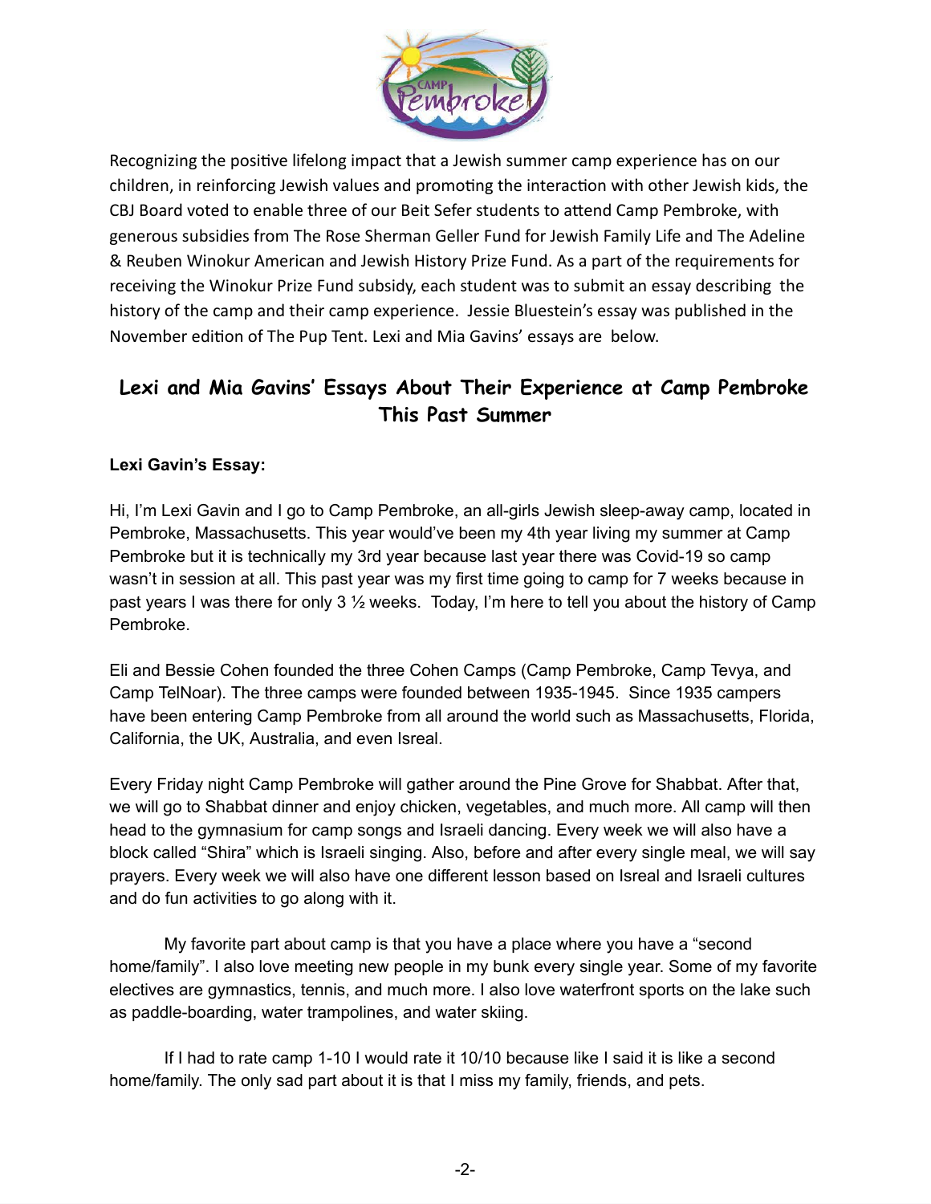Recognizing the positive lifelong impact that a Jewish summer camp experience has on our children, in reinforcing Jewish values and promoting the interaction with other Jewish kids, the CBJ Board voted to enable three of our Beit Sefer students to attend Camp Pembroke, with generous subsidies from The Rose Sherman Geller Fund for Jewish Family Life and The Adeline & Reuben Winokur American and Jewish History Prize Fund. As a part of the requirements for receiving the Winokur Prize Fund subsidy, each student was to submit an essay describing the history of the camp and their camp experience. Jessie Bluestein's essay was published in the November edition of The Pup Tent. Lexi and Mia Gavins' essays are below.

## Lexi and Mia Gavins' Essays About Their Experience at Camp Pembroke This Past Summer

**Lexi Gavin's Essay:**

Hi, I'm Lexi Gavin and I go to Camp Pembroke, an all-girls Jewish sleep-away camp, located in Pembroke, Massachusetts. This year would've been my 4th year living my summer at Camp Pembroke but it is technically my 3rd year because last year there was Covid-19 so camp wasn't in session at all. This past year was my first time going to camp for 7 weeks because in past years I was there for only 3 ½ weeks. Today, I'm here to tell you about the history of Camp Pembroke.

Eli and Bessie Cohen founded the three Cohen Camps (Camp Pembroke, Camp Tevya, and Camp TelNoar). The three camps were founded between 1935-1945. Since 1935 campers have been entering Camp Pembroke from all around the world such as Massachusetts, Florida, California, the UK, Australia, and even Isreal.

Every Friday night Camp Pembroke will gather around the Pine Grove for Shabbat. After that, we will go to Shabbat dinner and enjoy chicken, vegetables, and much more. All camp will then head to the gymnasium for camp songs and Israeli dancing. Every week we will also have a block called "Shira" which is Israeli singing. Also, before and after every single meal, we will say prayers. Every week we will also have one different lesson based on Isreal and Israeli cultures and do fun activities to go along with it.

My favorite part about camp is that you have a place where you have a "second home/family". I also love meeting new people in my bunk every single year. Some of my favorite electives are gymnastics, tennis, and much more. I also love waterfront sports on the lake such as paddle-boarding, water trampolines, and water skiing.

If I had to rate camp 1-10 I would rate it 10/10 because like I said it is like a second home/family. The only sad part about it is that I miss my family, friends, and pets.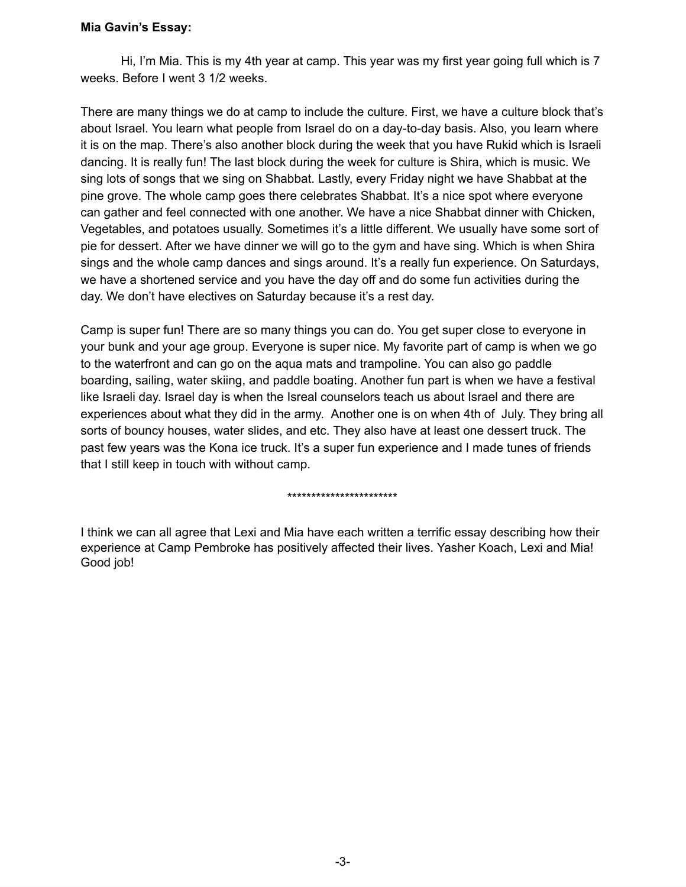**Mia Gavin's Essay:**

Hi, I'm Mia. This is my 4th year at camp. This year was my first year going full which is 7 weeks. Before I went 3 1/2 weeks.

There are many things we do at camp to include the culture. First, we have a culture block that's about Israel. You learn what people from Israel do on a day-to-day basis. Also, you learn where it is on the map. There's also another block during the week that you have Rukid which is Israeli dancing. It is really fun! The last block during the week for culture is Shira, which is music. We sing lots of songs that we sing on Shabbat. Lastly, every Friday night we have Shabbat at the pine grove. The whole camp goes there celebrates Shabbat. It's a nice spot where everyone can gather and feel connected with one another. We have a nice Shabbat dinner with Chicken, Vegetables, and potatoes usually. Sometimes it's a little different. We usually have some sort of pie for dessert. After we have dinner we will go to the gym and have sing. Which is when Shira sings and the whole camp dances and sings around. It's a really fun experience. On Saturdays, we have a shortened service and you have the day off and do some fun activities during the day. We don't have electives on Saturday because it's a rest day.

Camp is super fun! There are so many things you can do. You get super close to everyone in your bunk and your age group. Everyone is super nice. My favorite part of camp is when we go to the waterfront and can go on the aqua mats and trampoline. You can also go paddle boarding, sailing, water skiing, and paddle boating. Another fun part is when we have a festival like Israeli day. Israel day is when the Isreal counselors teach us about Israel and there are experiences about what they did in the army. Another one is on when 4th of July. They bring all sorts of bouncy houses, water slides, and etc. They also have at least one dessert truck. The past few years was the Kona ice truck. It's a super fun experience and I made tunes of friends that I still keep in touch with without camp.

***********************

I think we can all agree that Lexi and Mia have each written a terrific essay describing how their experience at Camp Pembroke has positively affected their lives. Yasher Koach, Lexi and Mia! Good job!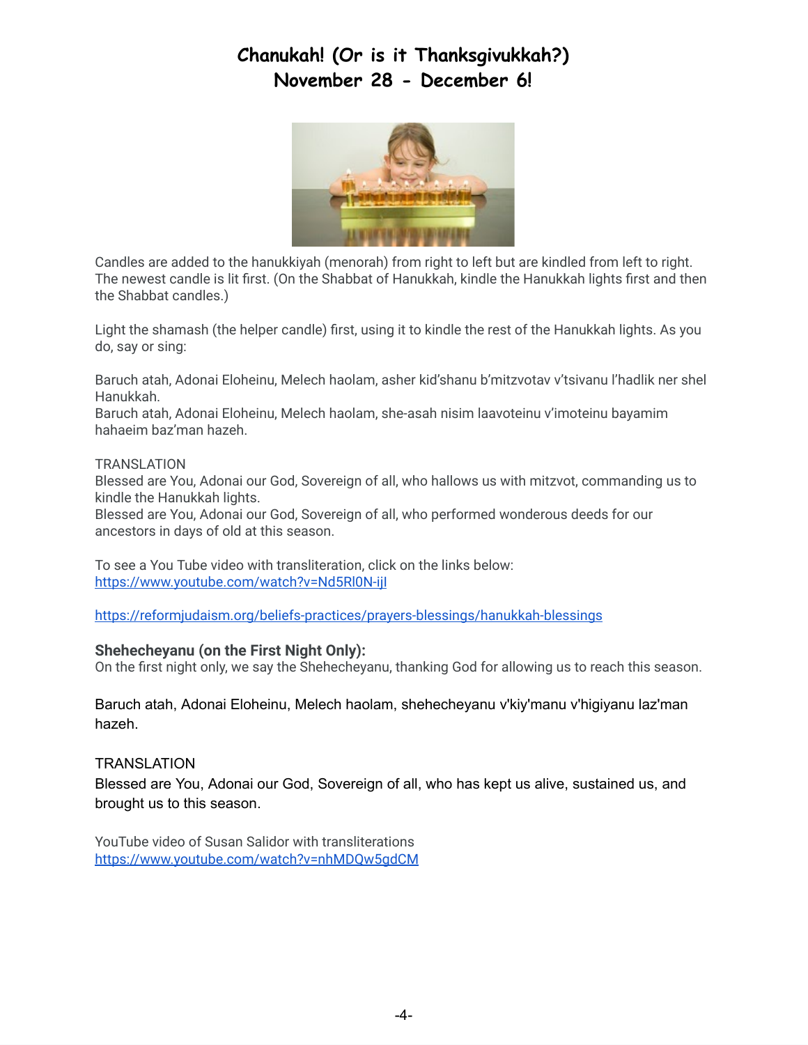# Chanukah! (Or is it Thanksgivukkah?)
# November 28 - December 6!

Candles are added to the hanukkiyah (menorah) from right to left but are kindled from left to right. The newest candle is lit first. (On the Shabbat of Hanukkah, kindle the Hanukkah lights first and then the Shabbat candles.)

Light the shamash (the helper candle) first, using it to kindle the rest of the Hanukkah lights. As you do, say or sing:

Baruch atah, Adonai Eloheinu, Melech haolam, asher kid'shanu b'mitzvotav v'tsivanu l'hadlik ner shel Hanukkah.
Baruch atah, Adonai Eloheinu, Melech haolam, she-asah nisim laavoteinu v'imoteinu bayamim hahaeim baz'man hazeh.

TRANSLATION
Blessed are You, Adonai our God, Sovereign of all, who hallows us with mitzvot, commanding us to kindle the Hanukkah lights.
Blessed are You, Adonai our God, Sovereign of all, who performed wonderous deeds for our ancestors in days of old at this season.

To see a You Tube video with transliteration, click on the links below:
https://www.youtube.com/watch?v=Nd5Rl0N-ijI

https://reformjudaism.org/beliefs-practices/prayers-blessings/hanukkah-blessings

**Shehecheyanu (on the First Night Only):**
On the first night only, we say the Shehecheyanu, thanking God for allowing us to reach this season.

Baruch atah, Adonai Eloheinu, Melech haolam, shehecheyanu v'kiy'manu v'higiyanu laz'man hazeh.

TRANSLATION
Blessed are You, Adonai our God, Sovereign of all, who has kept us alive, sustained us, and brought us to this season.

YouTube video of Susan Salidor with transliterations
https://www.youtube.com/watch?v=nhMDQw5gdCM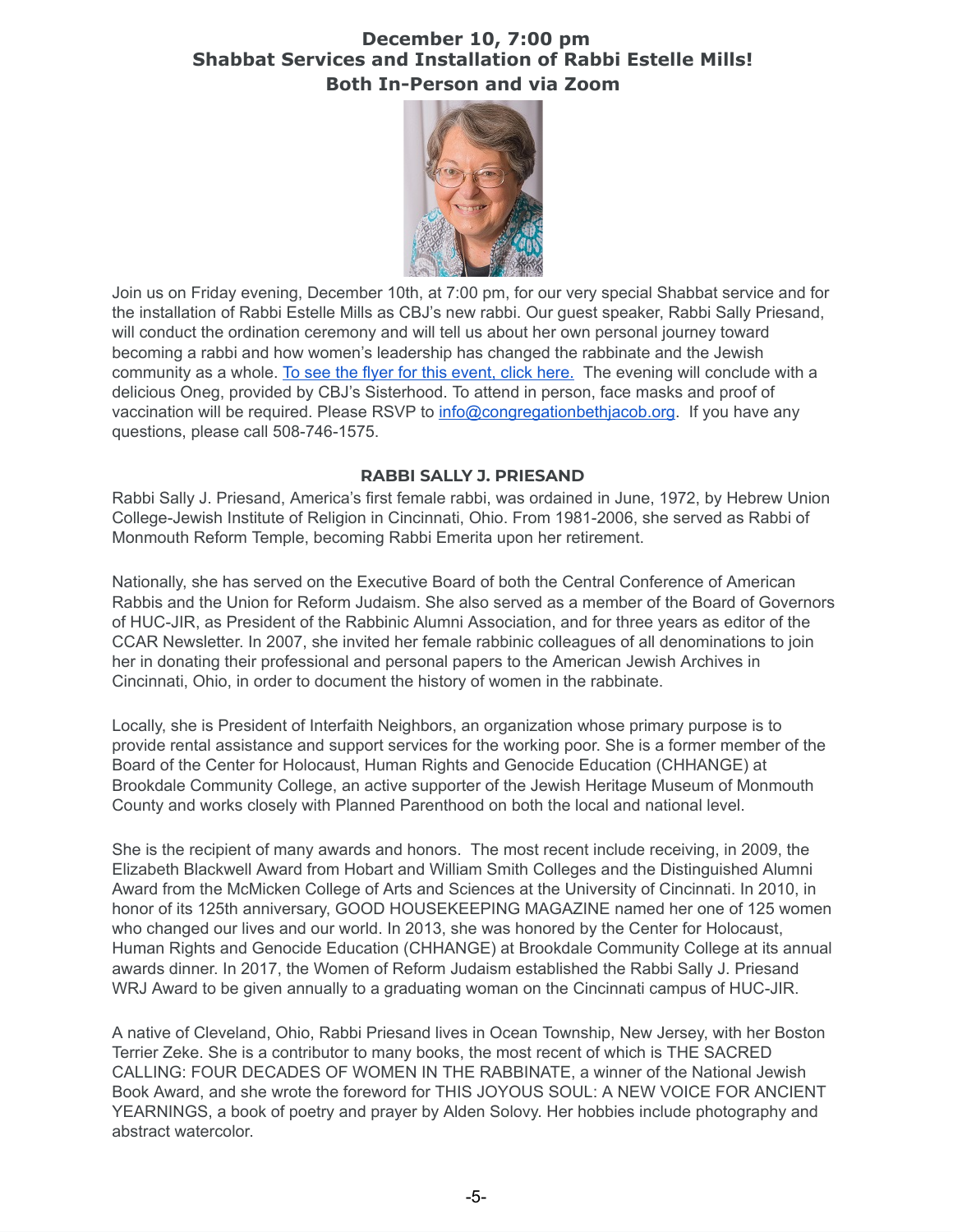## December 10, 7:00 pm
## Shabbat Services and Installation of Rabbi Estelle Mills!
## Both In-Person and via Zoom

Join us on Friday evening, December 10th, at 7:00 pm, for our very special Shabbat service and for the installation of Rabbi Estelle Mills as CBJ's new rabbi. Our guest speaker, Rabbi Sally Priesand, will conduct the ordination ceremony and will tell us about her own personal journey toward becoming a rabbi and how women's leadership has changed the rabbinate and the Jewish community as a whole. To see the flyer for this event, click here. The evening will conclude with a delicious Oneg, provided by CBJ's Sisterhood. To attend in person, face masks and proof of vaccination will be required. Please RSVP to info@congregationbethjacob.org. If you have any questions, please call 508-746-1575.

### RABBI SALLY J. PRIESAND

Rabbi Sally J. Priesand, America's first female rabbi, was ordained in June, 1972, by Hebrew Union College-Jewish Institute of Religion in Cincinnati, Ohio. From 1981-2006, she served as Rabbi of Monmouth Reform Temple, becoming Rabbi Emerita upon her retirement.

Nationally, she has served on the Executive Board of both the Central Conference of American Rabbis and the Union for Reform Judaism. She also served as a member of the Board of Governors of HUC-JIR, as President of the Rabbinic Alumni Association, and for three years as editor of the CCAR Newsletter. In 2007, she invited her female rabbinic colleagues of all denominations to join her in donating their professional and personal papers to the American Jewish Archives in Cincinnati, Ohio, in order to document the history of women in the rabbinate.

Locally, she is President of Interfaith Neighbors, an organization whose primary purpose is to provide rental assistance and support services for the working poor. She is a former member of the Board of the Center for Holocaust, Human Rights and Genocide Education (CHHANGE) at Brookdale Community College, an active supporter of the Jewish Heritage Museum of Monmouth County and works closely with Planned Parenthood on both the local and national level.

She is the recipient of many awards and honors. The most recent include receiving, in 2009, the Elizabeth Blackwell Award from Hobart and William Smith Colleges and the Distinguished Alumni Award from the McMicken College of Arts and Sciences at the University of Cincinnati. In 2010, in honor of its 125th anniversary, GOOD HOUSEKEEPING MAGAZINE named her one of 125 women who changed our lives and our world. In 2013, she was honored by the Center for Holocaust, Human Rights and Genocide Education (CHHANGE) at Brookdale Community College at its annual awards dinner. In 2017, the Women of Reform Judaism established the Rabbi Sally J. Priesand WRJ Award to be given annually to a graduating woman on the Cincinnati campus of HUC-JIR.

A native of Cleveland, Ohio, Rabbi Priesand lives in Ocean Township, New Jersey, with her Boston Terrier Zeke. She is a contributor to many books, the most recent of which is THE SACRED CALLING: FOUR DECADES OF WOMEN IN THE RABBINATE, a winner of the National Jewish Book Award, and she wrote the foreword for THIS JOYOUS SOUL: A NEW VOICE FOR ANCIENT YEARNINGS, a book of poetry and prayer by Alden Solovy. Her hobbies include photography and abstract watercolor.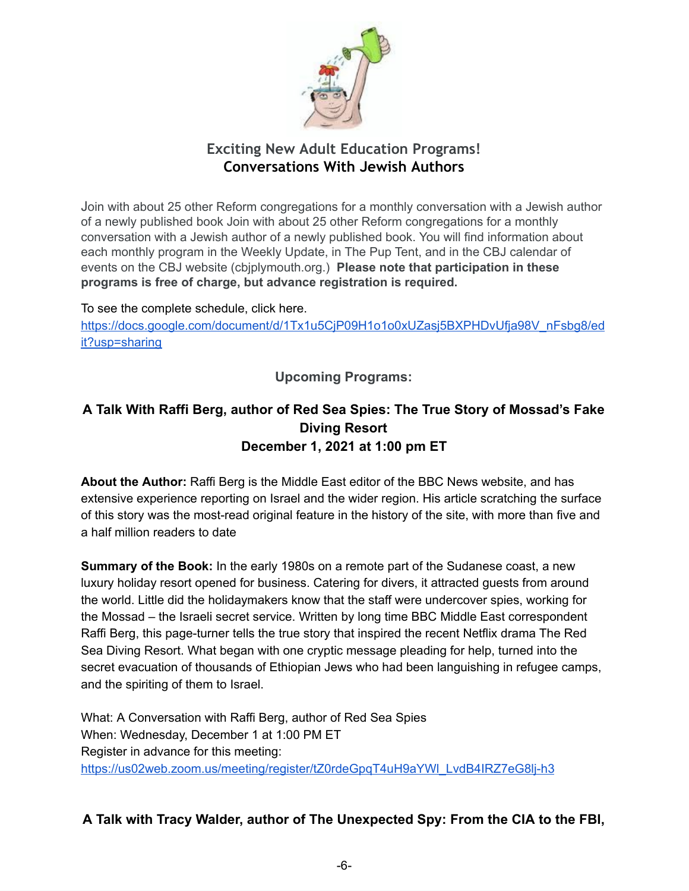## Exciting New Adult Education Programs!
## Conversations With Jewish Authors

Join with about 25 other Reform congregations for a monthly conversation with a Jewish author of a newly published book Join with about 25 other Reform congregations for a monthly conversation with a Jewish author of a newly published book. You will find information about each monthly program in the Weekly Update, in The Pup Tent, and in the CBJ calendar of events on the CBJ website (cbjplymouth.org.) **Please note that participation in these programs is free of charge, but advance registration is required.**

To see the complete schedule, click here.
https://docs.google.com/document/d/1Tx1u5CjP09H1o1o0xUZasj5BXPHDvUfja98V_nFsbg8/edit?usp=sharing

### Upcoming Programs:

### A Talk With Raffi Berg, author of Red Sea Spies: The True Story of Mossad's Fake Diving Resort
### December 1, 2021 at 1:00 pm ET

**About the Author:** Raffi Berg is the Middle East editor of the BBC News website, and has extensive experience reporting on Israel and the wider region. His article scratching the surface of this story was the most-read original feature in the history of the site, with more than five and a half million readers to date

**Summary of the Book:** In the early 1980s on a remote part of the Sudanese coast, a new luxury holiday resort opened for business. Catering for divers, it attracted guests from around the world. Little did the holidaymakers know that the staff were undercover spies, working for the Mossad – the Israeli secret service. Written by long time BBC Middle East correspondent Raffi Berg, this page-turner tells the true story that inspired the recent Netflix drama The Red Sea Diving Resort. What began with one cryptic message pleading for help, turned into the secret evacuation of thousands of Ethiopian Jews who had been languishing in refugee camps, and the spiriting of them to Israel.

What: A Conversation with Raffi Berg, author of Red Sea Spies
When: Wednesday, December 1 at 1:00 PM ET
Register in advance for this meeting:
https://us02web.zoom.us/meeting/register/tZ0rdeGpqT4uH9aYWl_LvdB4IRZ7eG8lj-h3

### A Talk with Tracy Walder, author of The Unexpected Spy: From the CIA to the FBI,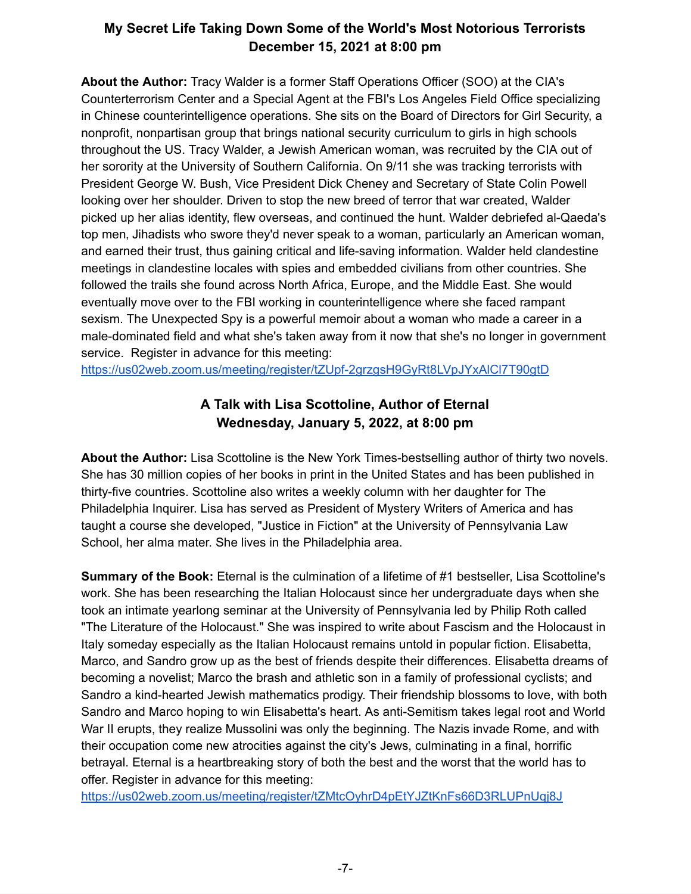### My Secret Life Taking Down Some of the World's Most Notorious Terrorists
### December 15, 2021 at 8:00 pm

**About the Author:** Tracy Walder is a former Staff Operations Officer (SOO) at the CIA's Counterterrorism Center and a Special Agent at the FBI's Los Angeles Field Office specializing in Chinese counterintelligence operations. She sits on the Board of Directors for Girl Security, a nonprofit, nonpartisan group that brings national security curriculum to girls in high schools throughout the US. Tracy Walder, a Jewish American woman, was recruited by the CIA out of her sorority at the University of Southern California. On 9/11 she was tracking terrorists with President George W. Bush, Vice President Dick Cheney and Secretary of State Colin Powell looking over her shoulder. Driven to stop the new breed of terror that war created, Walder picked up her alias identity, flew overseas, and continued the hunt. Walder debriefed al-Qaeda's top men, Jihadists who swore they'd never speak to a woman, particularly an American woman, and earned their trust, thus gaining critical and life-saving information. Walder held clandestine meetings in clandestine locales with spies and embedded civilians from other countries. She followed the trails she found across North Africa, Europe, and the Middle East. She would eventually move over to the FBI working in counterintelligence where she faced rampant sexism. The Unexpected Spy is a powerful memoir about a woman who made a career in a male-dominated field and what she's taken away from it now that she's no longer in government service. Register in advance for this meeting:
https://us02web.zoom.us/meeting/register/tZUpf-2grzgsH9GyRt8LVpJYxAlCl7T90gtD

### A Talk with Lisa Scottoline, Author of Eternal
### Wednesday, January 5, 2022, at 8:00 pm

**About the Author:** Lisa Scottoline is the New York Times-bestselling author of thirty two novels. She has 30 million copies of her books in print in the United States and has been published in thirty-five countries. Scottoline also writes a weekly column with her daughter for The Philadelphia Inquirer. Lisa has served as President of Mystery Writers of America and has taught a course she developed, "Justice in Fiction" at the University of Pennsylvania Law School, her alma mater. She lives in the Philadelphia area.

**Summary of the Book:** Eternal is the culmination of a lifetime of #1 bestseller, Lisa Scottoline's work. She has been researching the Italian Holocaust since her undergraduate days when she took an intimate yearlong seminar at the University of Pennsylvania led by Philip Roth called "The Literature of the Holocaust." She was inspired to write about Fascism and the Holocaust in Italy someday especially as the Italian Holocaust remains untold in popular fiction. Elisabetta, Marco, and Sandro grow up as the best of friends despite their differences. Elisabetta dreams of becoming a novelist; Marco the brash and athletic son in a family of professional cyclists; and Sandro a kind-hearted Jewish mathematics prodigy. Their friendship blossoms to love, with both Sandro and Marco hoping to win Elisabetta's heart. As anti-Semitism takes legal root and World War II erupts, they realize Mussolini was only the beginning. The Nazis invade Rome, and with their occupation come new atrocities against the city's Jews, culminating in a final, horrific betrayal. Eternal is a heartbreaking story of both the best and the worst that the world has to offer. Register in advance for this meeting:
https://us02web.zoom.us/meeting/register/tZMtcOyhrD4pEtYJZtKnFs66D3RLUPnUqj8J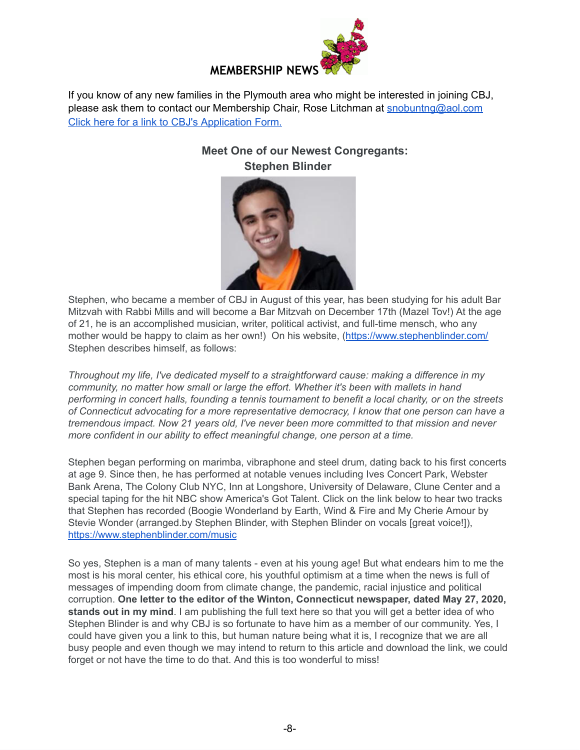## MEMBERSHIP NEWS

If you know of any new families in the Plymouth area who might be interested in joining CBJ, please ask them to contact our Membership Chair, Rose Litchman at snobuntng@aol.com
Click here for a link to CBJ's Application Form.

### Meet One of our Newest Congregants: Stephen Blinder

Stephen, who became a member of CBJ in August of this year, has been studying for his adult Bar Mitzvah with Rabbi Mills and will become a Bar Mitzvah on December 17th (Mazel Tov!) At the age of 21, he is an accomplished musician, writer, political activist, and full-time mensch, who any mother would be happy to claim as her own!) On his website, (https://www.stephenblinder.com/ Stephen describes himself, as follows:

*Throughout my life, I've dedicated myself to a straightforward cause: making a difference in my community, no matter how small or large the effort. Whether it's been with mallets in hand performing in concert halls, founding a tennis tournament to benefit a local charity, or on the streets of Connecticut advocating for a more representative democracy, I know that one person can have a tremendous impact. Now 21 years old, I've never been more committed to that mission and never more confident in our ability to effect meaningful change, one person at a time.*

Stephen began performing on marimba, vibraphone and steel drum, dating back to his first concerts at age 9. Since then, he has performed at notable venues including Ives Concert Park, Webster Bank Arena, The Colony Club NYC, Inn at Longshore, University of Delaware, Clune Center and a special taping for the hit NBC show America's Got Talent. Click on the link below to hear two tracks that Stephen has recorded (Boogie Wonderland by Earth, Wind & Fire and My Cherie Amour by Stevie Wonder (arranged.by Stephen Blinder, with Stephen Blinder on vocals [great voice!]), https://www.stephenblinder.com/music

So yes, Stephen is a man of many talents - even at his young age! But what endears him to me the most is his moral center, his ethical core, his youthful optimism at a time when the news is full of messages of impending doom from climate change, the pandemic, racial injustice and political corruption. **One letter to the editor of the Winton, Connecticut newspaper, dated May 27, 2020, stands out in my mind**. I am publishing the full text here so that you will get a better idea of who Stephen Blinder is and why CBJ is so fortunate to have him as a member of our community. Yes, I could have given you a link to this, but human nature being what it is, I recognize that we are all busy people and even though we may intend to return to this article and download the link, we could forget or not have the time to do that. And this is too wonderful to miss!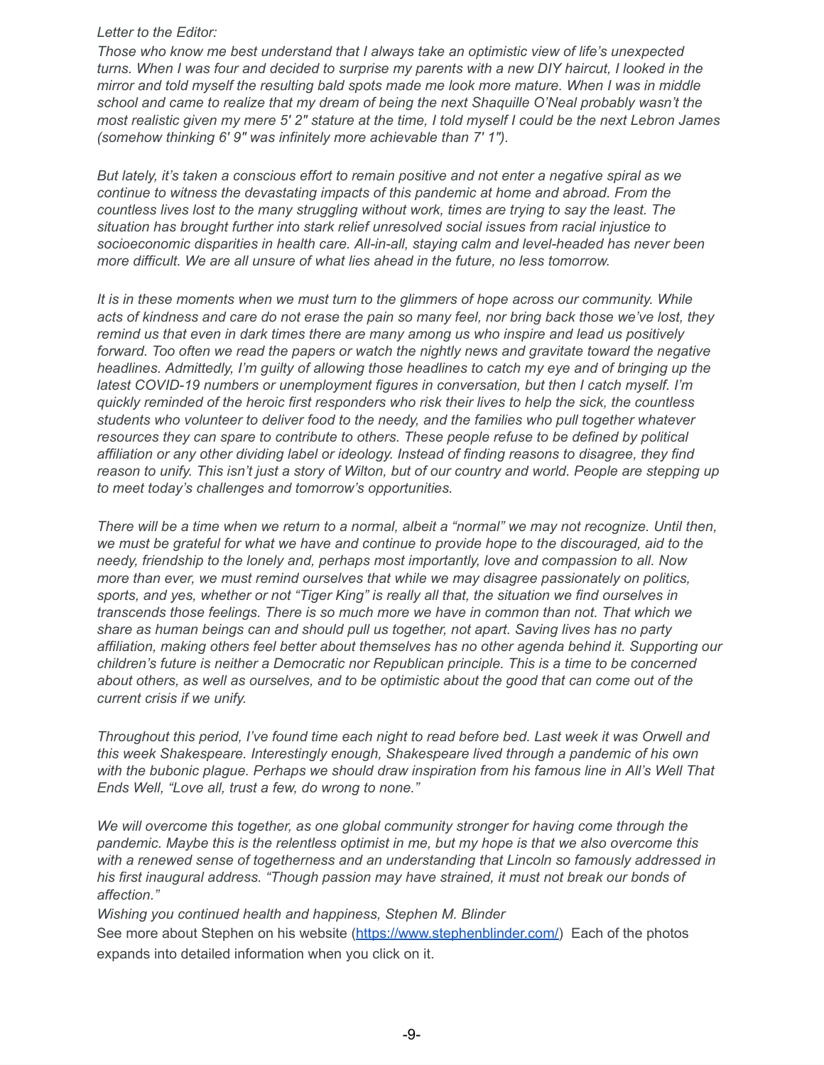*Letter to the Editor:*

*Those who know me best understand that I always take an optimistic view of life's unexpected turns. When I was four and decided to surprise my parents with a new DIY haircut, I looked in the mirror and told myself the resulting bald spots made me look more mature. When I was in middle school and came to realize that my dream of being the next Shaquille O'Neal probably wasn't the most realistic given my mere 5' 2" stature at the time, I told myself I could be the next Lebron James (somehow thinking 6' 9" was infinitely more achievable than 7' 1").*

*But lately, it's taken a conscious effort to remain positive and not enter a negative spiral as we continue to witness the devastating impacts of this pandemic at home and abroad. From the countless lives lost to the many struggling without work, times are trying to say the least. The situation has brought further into stark relief unresolved social issues from racial injustice to socioeconomic disparities in health care. All-in-all, staying calm and level-headed has never been more difficult. We are all unsure of what lies ahead in the future, no less tomorrow.*

*It is in these moments when we must turn to the glimmers of hope across our community. While acts of kindness and care do not erase the pain so many feel, nor bring back those we've lost, they remind us that even in dark times there are many among us who inspire and lead us positively forward. Too often we read the papers or watch the nightly news and gravitate toward the negative headlines. Admittedly, I'm guilty of allowing those headlines to catch my eye and of bringing up the latest COVID-19 numbers or unemployment figures in conversation, but then I catch myself. I'm quickly reminded of the heroic first responders who risk their lives to help the sick, the countless students who volunteer to deliver food to the needy, and the families who pull together whatever resources they can spare to contribute to others. These people refuse to be defined by political affiliation or any other dividing label or ideology. Instead of finding reasons to disagree, they find reason to unify. This isn't just a story of Wilton, but of our country and world. People are stepping up to meet today's challenges and tomorrow's opportunities.*

*There will be a time when we return to a normal, albeit a "normal" we may not recognize. Until then, we must be grateful for what we have and continue to provide hope to the discouraged, aid to the needy, friendship to the lonely and, perhaps most importantly, love and compassion to all. Now more than ever, we must remind ourselves that while we may disagree passionately on politics, sports, and yes, whether or not "Tiger King" is really all that, the situation we find ourselves in transcends those feelings. There is so much more we have in common than not. That which we share as human beings can and should pull us together, not apart. Saving lives has no party affiliation, making others feel better about themselves has no other agenda behind it. Supporting our children's future is neither a Democratic nor Republican principle. This is a time to be concerned about others, as well as ourselves, and to be optimistic about the good that can come out of the current crisis if we unify.*

*Throughout this period, I've found time each night to read before bed. Last week it was Orwell and this week Shakespeare. Interestingly enough, Shakespeare lived through a pandemic of his own with the bubonic plague. Perhaps we should draw inspiration from his famous line in All's Well That Ends Well, "Love all, trust a few, do wrong to none."*

*We will overcome this together, as one global community stronger for having come through the pandemic. Maybe this is the relentless optimist in me, but my hope is that we also overcome this with a renewed sense of togetherness and an understanding that Lincoln so famously addressed in his first inaugural address. "Though passion may have strained, it must not break our bonds of affection."*

*Wishing you continued health and happiness, Stephen M. Blinder*

See more about Stephen on his website ([https://www.stephenblinder.com/](https://www.stephenblinder.com/)) Each of the photos expands into detailed information when you click on it.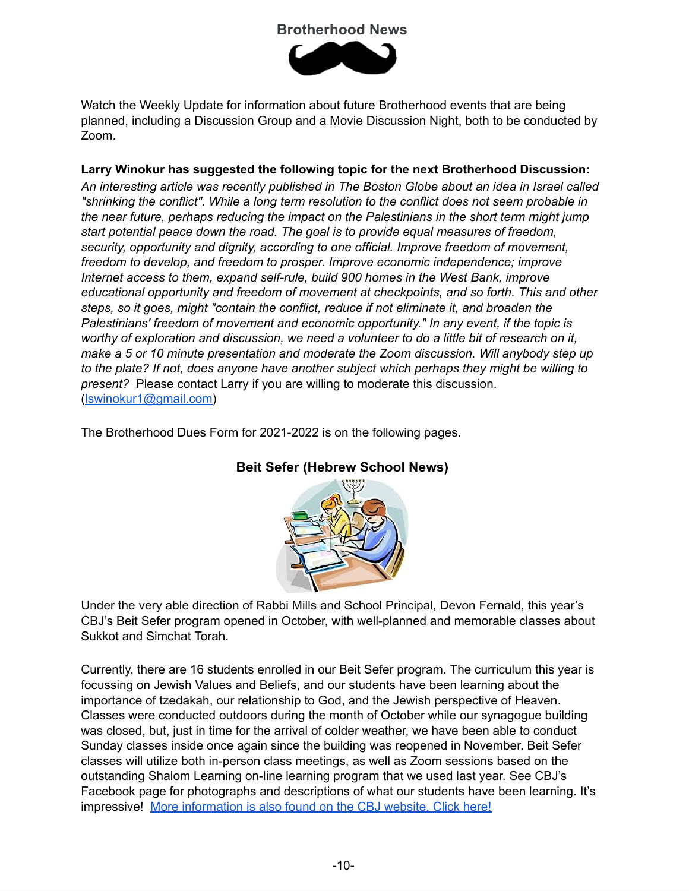## Brotherhood News

Watch the Weekly Update for information about future Brotherhood events that are being planned, including a Discussion Group and a Movie Discussion Night, both to be conducted by Zoom.

**Larry Winokur has suggested the following topic for the next Brotherhood Discussion:**
*An interesting article was recently published in The Boston Globe about an idea in Israel called "shrinking the conflict". While a long term resolution to the conflict does not seem probable in the near future, perhaps reducing the impact on the Palestinians in the short term might jump start potential peace down the road. The goal is to provide equal measures of freedom, security, opportunity and dignity, according to one official. Improve freedom of movement, freedom to develop, and freedom to prosper. Improve economic independence; improve Internet access to them, expand self-rule, build 900 homes in the West Bank, improve educational opportunity and freedom of movement at checkpoints, and so forth. This and other steps, so it goes, might "contain the conflict, reduce if not eliminate it, and broaden the Palestinians' freedom of movement and economic opportunity." In any event, if the topic is worthy of exploration and discussion, we need a volunteer to do a little bit of research on it, make a 5 or 10 minute presentation and moderate the Zoom discussion. Will anybody step up to the plate? If not, does anyone have another subject which perhaps they might be willing to present?* Please contact Larry if you are willing to moderate this discussion. (lswinokur1@gmail.com)

The Brotherhood Dues Form for 2021-2022 is on the following pages.

## Beit Sefer (Hebrew School News)

Under the very able direction of Rabbi Mills and School Principal, Devon Fernald, this year's CBJ's Beit Sefer program opened in October, with well-planned and memorable classes about Sukkot and Simchat Torah.

Currently, there are 16 students enrolled in our Beit Sefer program. The curriculum this year is focussing on Jewish Values and Beliefs, and our students have been learning about the importance of tzedakah, our relationship to God, and the Jewish perspective of Heaven. Classes were conducted outdoors during the month of October while our synagogue building was closed, but, just in time for the arrival of colder weather, we have been able to conduct Sunday classes inside once again since the building was reopened in November. Beit Sefer classes will utilize both in-person class meetings, as well as Zoom sessions based on the outstanding Shalom Learning on-line learning program that we used last year. See CBJ's Facebook page for photographs and descriptions of what our students have been learning. It's impressive! More information is also found on the CBJ website. Click here!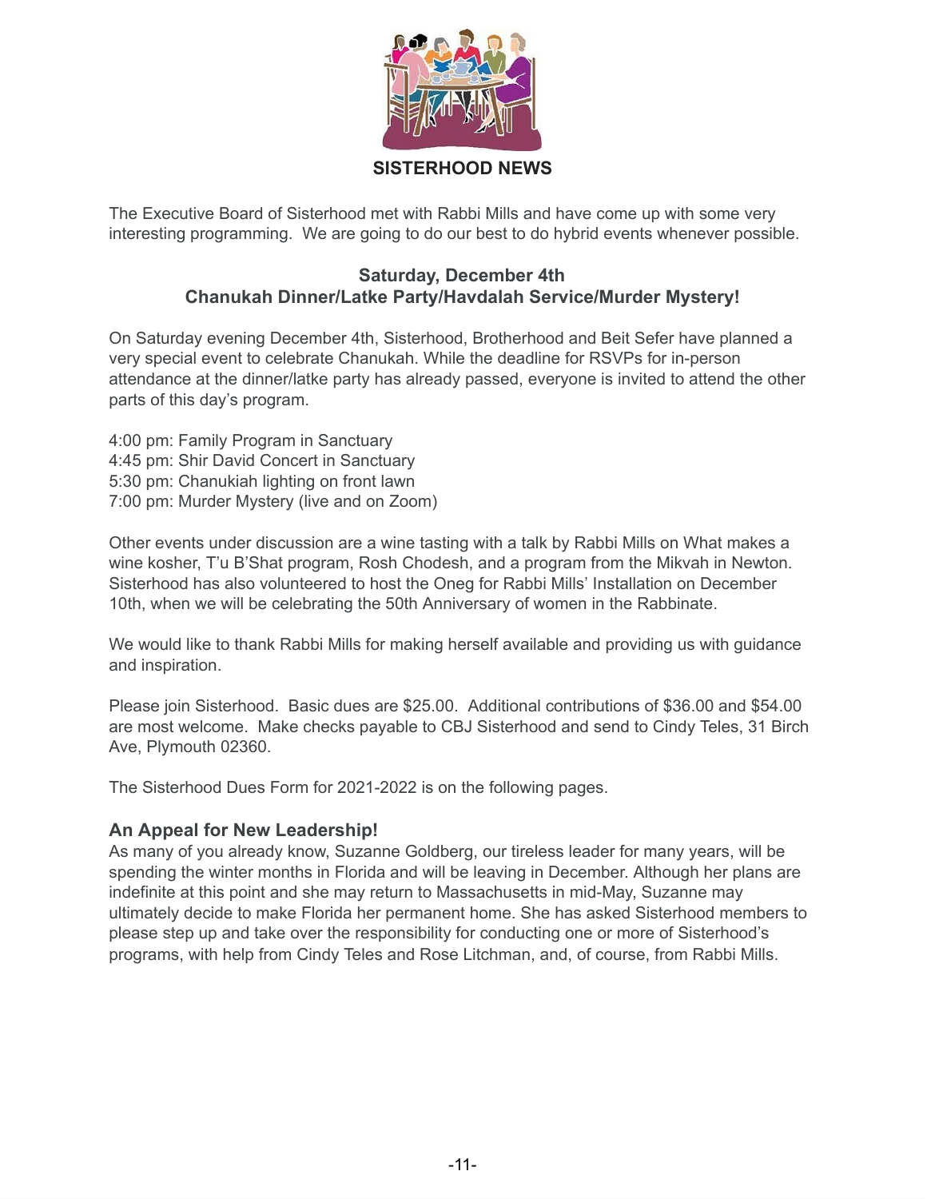# SISTERHOOD NEWS

The Executive Board of Sisterhood met with Rabbi Mills and have come up with some very interesting programming. We are going to do our best to do hybrid events whenever possible.

**Saturday, December 4th**
**Chanukah Dinner/Latke Party/Havdalah Service/Murder Mystery!**

On Saturday evening December 4th, Sisterhood, Brotherhood and Beit Sefer have planned a very special event to celebrate Chanukah. While the deadline for RSVPs for in-person attendance at the dinner/latke party has already passed, everyone is invited to attend the other parts of this day's program.

4:00 pm: Family Program in Sanctuary
4:45 pm: Shir David Concert in Sanctuary
5:30 pm: Chanukiah lighting on front lawn
7:00 pm: Murder Mystery (live and on Zoom)

Other events under discussion are a wine tasting with a talk by Rabbi Mills on What makes a wine kosher, T'u B'Shat program, Rosh Chodesh, and a program from the Mikvah in Newton. Sisterhood has also volunteered to host the Oneg for Rabbi Mills' Installation on December 10th, when we will be celebrating the 50th Anniversary of women in the Rabbinate.

We would like to thank Rabbi Mills for making herself available and providing us with guidance and inspiration.

Please join Sisterhood. Basic dues are $25.00. Additional contributions of $36.00 and $54.00 are most welcome. Make checks payable to CBJ Sisterhood and send to Cindy Teles, 31 Birch Ave, Plymouth 02360.

The Sisterhood Dues Form for 2021-2022 is on the following pages.

### An Appeal for New Leadership!

As many of you already know, Suzanne Goldberg, our tireless leader for many years, will be spending the winter months in Florida and will be leaving in December. Although her plans are indefinite at this point and she may return to Massachusetts in mid-May, Suzanne may ultimately decide to make Florida her permanent home. She has asked Sisterhood members to please step up and take over the responsibility for conducting one or more of Sisterhood's programs, with help from Cindy Teles and Rose Litchman, and, of course, from Rabbi Mills.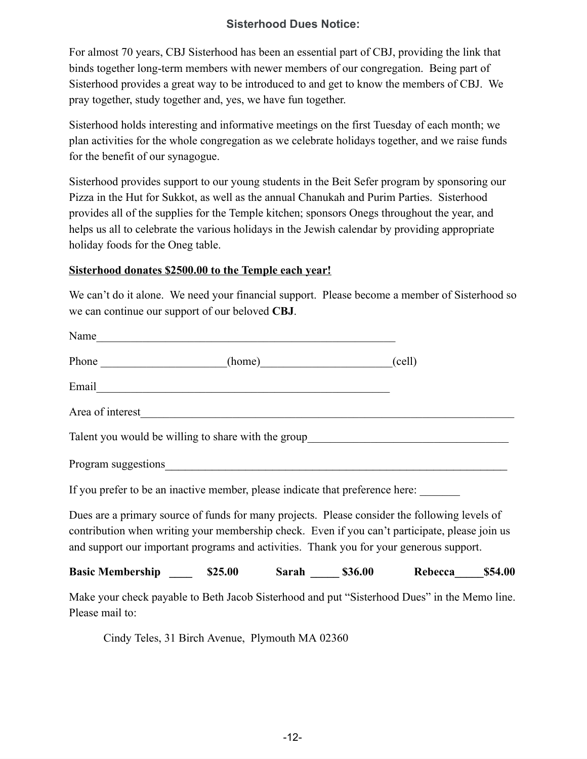## Sisterhood Dues Notice:

For almost 70 years, CBJ Sisterhood has been an essential part of CBJ, providing the link that binds together long-term members with newer members of our congregation. Being part of Sisterhood provides a great way to be introduced to and get to know the members of CBJ. We pray together, study together and, yes, we have fun together.

Sisterhood holds interesting and informative meetings on the first Tuesday of each month; we plan activities for the whole congregation as we celebrate holidays together, and we raise funds for the benefit of our synagogue.

Sisterhood provides support to our young students in the Beit Sefer program by sponsoring our Pizza in the Hut for Sukkot, as well as the annual Chanukah and Purim Parties. Sisterhood provides all of the supplies for the Temple kitchen; sponsors Onegs throughout the year, and helps us all to celebrate the various holidays in the Jewish calendar by providing appropriate holiday foods for the Oneg table.

**Sisterhood donates $2500.00 to the Temple each year!**

We can't do it alone. We need your financial support. Please become a member of Sisterhood so we can continue our support of our beloved **CBJ**.

Name_______________________________________________________

Phone _____________________(home)______________________(cell)

Email______________________________________________________

Area of interest_______________________________________________________________________

Talent you would be willing to share with the group___________________________________

Program suggestions_______________________________________________________________

If you prefer to be an inactive member, please indicate that preference here: _______

Dues are a primary source of funds for many projects. Please consider the following levels of contribution when writing your membership check. Even if you can't participate, please join us and support our important programs and activities. Thank you for your generous support.

**Basic Membership ____ $25.00   Sarah _____ $36.00   Rebecca_____$54.00**

Make your check payable to Beth Jacob Sisterhood and put "Sisterhood Dues" in the Memo line. Please mail to:

Cindy Teles, 31 Birch Avenue, Plymouth MA 02360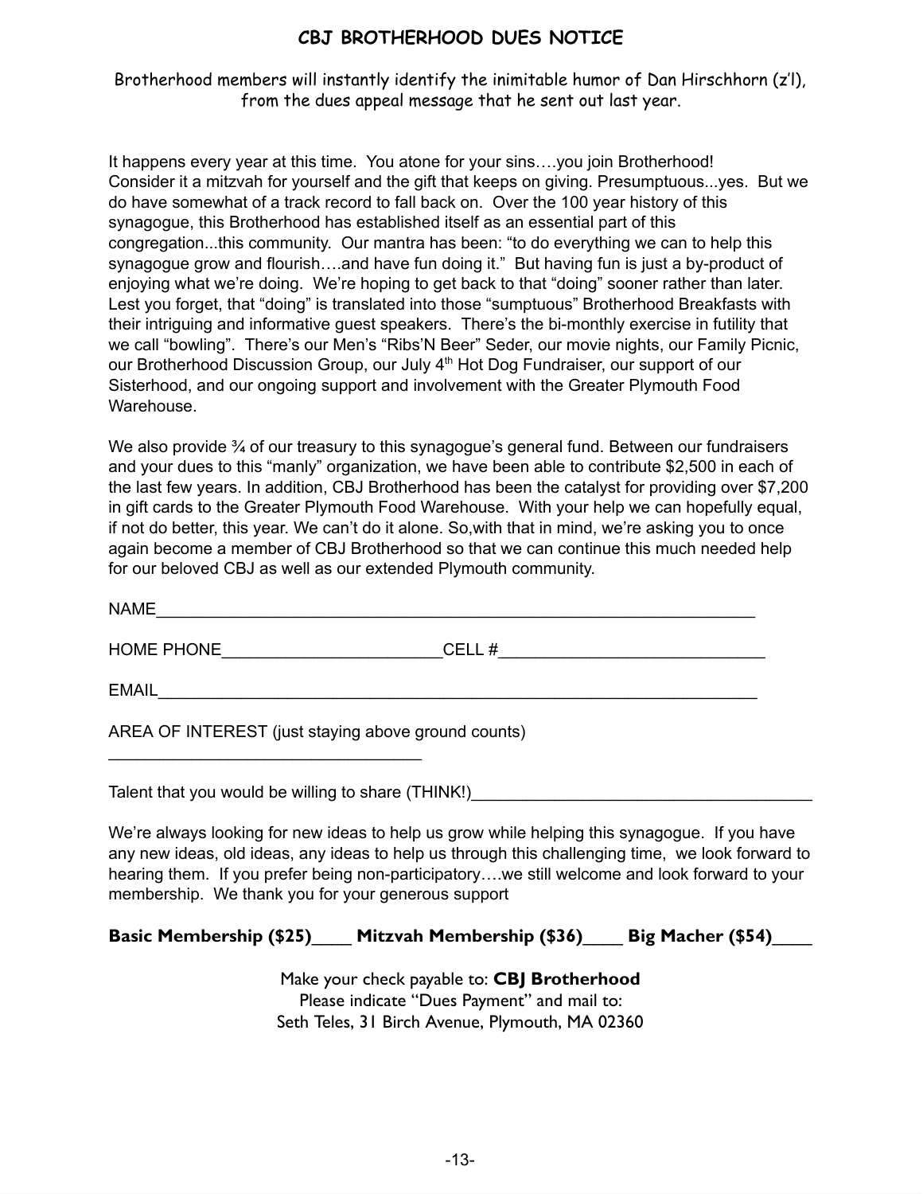## CBJ BROTHERHOOD DUES NOTICE

Brotherhood members will instantly identify the inimitable humor of Dan Hirschhorn (z'l), from the dues appeal message that he sent out last year.

It happens every year at this time. You atone for your sins….you join Brotherhood! Consider it a mitzvah for yourself and the gift that keeps on giving. Presumptuous...yes. But we do have somewhat of a track record to fall back on. Over the 100 year history of this synagogue, this Brotherhood has established itself as an essential part of this congregation...this community. Our mantra has been: "to do everything we can to help this synagogue grow and flourish….and have fun doing it." But having fun is just a by-product of enjoying what we're doing. We're hoping to get back to that "doing" sooner rather than later. Lest you forget, that "doing" is translated into those "sumptuous" Brotherhood Breakfasts with their intriguing and informative guest speakers. There's the bi-monthly exercise in futility that we call "bowling". There's our Men's "Ribs'N Beer" Seder, our movie nights, our Family Picnic, our Brotherhood Discussion Group, our July 4th Hot Dog Fundraiser, our support of our Sisterhood, and our ongoing support and involvement with the Greater Plymouth Food Warehouse.

We also provide ¾ of our treasury to this synagogue's general fund. Between our fundraisers and your dues to this "manly" organization, we have been able to contribute $2,500 in each of the last few years. In addition, CBJ Brotherhood has been the catalyst for providing over $7,200 in gift cards to the Greater Plymouth Food Warehouse. With your help we can hopefully equal, if not do better, this year. We can't do it alone. So,with that in mind, we're asking you to once again become a member of CBJ Brotherhood so that we can continue this much needed help for our beloved CBJ as well as our extended Plymouth community.

NAME_______________________________________________________________

HOME PHONE________________________CELL #_____________________________

EMAIL_______________________________________________________________

AREA OF INTEREST (just staying above ground counts)
__________________________________

Talent that you would be willing to share (THINK!)_____________________________________

We're always looking for new ideas to help us grow while helping this synagogue. If you have any new ideas, old ideas, any ideas to help us through this challenging time, we look forward to hearing them. If you prefer being non-participatory….we still welcome and look forward to your membership. We thank you for your generous support

**Basic Membership ($25)____ Mitzvah Membership ($36)____ Big Macher ($54)____**

Make your check payable to: **CBJ Brotherhood**
Please indicate "Dues Payment" and mail to:
Seth Teles, 31 Birch Avenue, Plymouth, MA 02360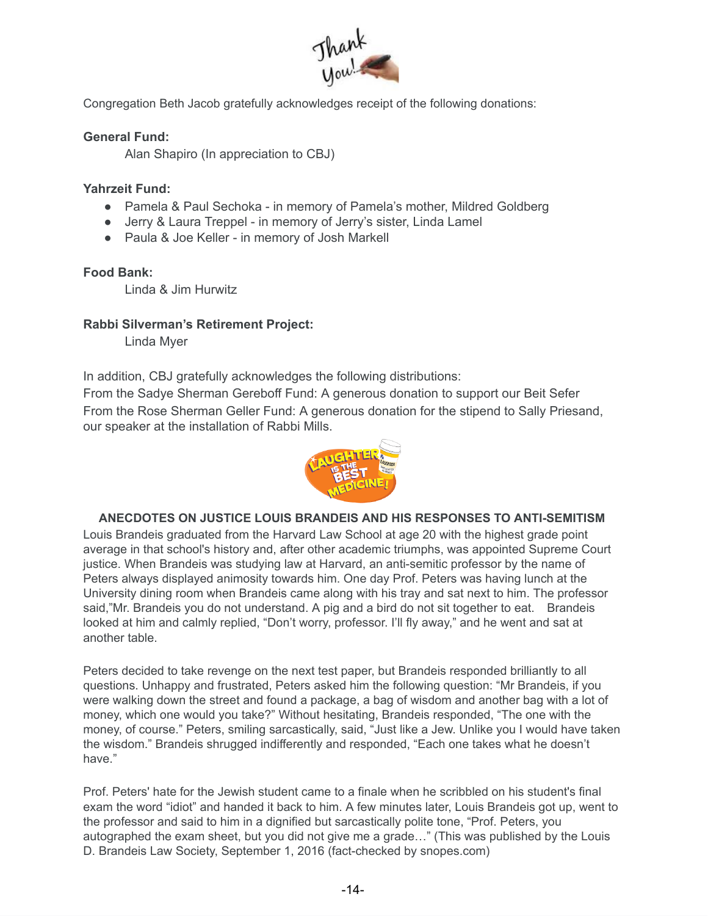Congregation Beth Jacob gratefully acknowledges receipt of the following donations:

**General Fund:**

Alan Shapiro (In appreciation to CBJ)

**Yahrzeit Fund:**

- Pamela & Paul Sechoka - in memory of Pamela's mother, Mildred Goldberg
- Jerry & Laura Treppel - in memory of Jerry's sister, Linda Lamel
- Paula & Joe Keller - in memory of Josh Markell

**Food Bank:**

Linda & Jim Hurwitz

**Rabbi Silverman's Retirement Project:**

Linda Myer

In addition, CBJ gratefully acknowledges the following distributions:
From the Sadye Sherman Gereboff Fund: A generous donation to support our Beit Sefer
From the Rose Sherman Geller Fund: A generous donation for the stipend to Sally Priesand, our speaker at the installation of Rabbi Mills.

**ANECDOTES ON JUSTICE LOUIS BRANDEIS AND HIS RESPONSES TO ANTI-SEMITISM**

Louis Brandeis graduated from the Harvard Law School at age 20 with the highest grade point average in that school's history and, after other academic triumphs, was appointed Supreme Court justice. When Brandeis was studying law at Harvard, an anti-semitic professor by the name of Peters always displayed animosity towards him. One day Prof. Peters was having lunch at the University dining room when Brandeis came along with his tray and sat next to him. The professor said,"Mr. Brandeis you do not understand. A pig and a bird do not sit together to eat. Brandeis looked at him and calmly replied, "Don't worry, professor. I'll fly away," and he went and sat at another table.

Peters decided to take revenge on the next test paper, but Brandeis responded brilliantly to all questions. Unhappy and frustrated, Peters asked him the following question: "Mr Brandeis, if you were walking down the street and found a package, a bag of wisdom and another bag with a lot of money, which one would you take?" Without hesitating, Brandeis responded, "The one with the money, of course." Peters, smiling sarcastically, said, "Just like a Jew. Unlike you I would have taken the wisdom." Brandeis shrugged indifferently and responded, "Each one takes what he doesn't have."

Prof. Peters' hate for the Jewish student came to a finale when he scribbled on his student's final exam the word "idiot" and handed it back to him. A few minutes later, Louis Brandeis got up, went to the professor and said to him in a dignified but sarcastically polite tone, "Prof. Peters, you autographed the exam sheet, but you did not give me a grade…" (This was published by the Louis D. Brandeis Law Society, September 1, 2016 (fact-checked by snopes.com)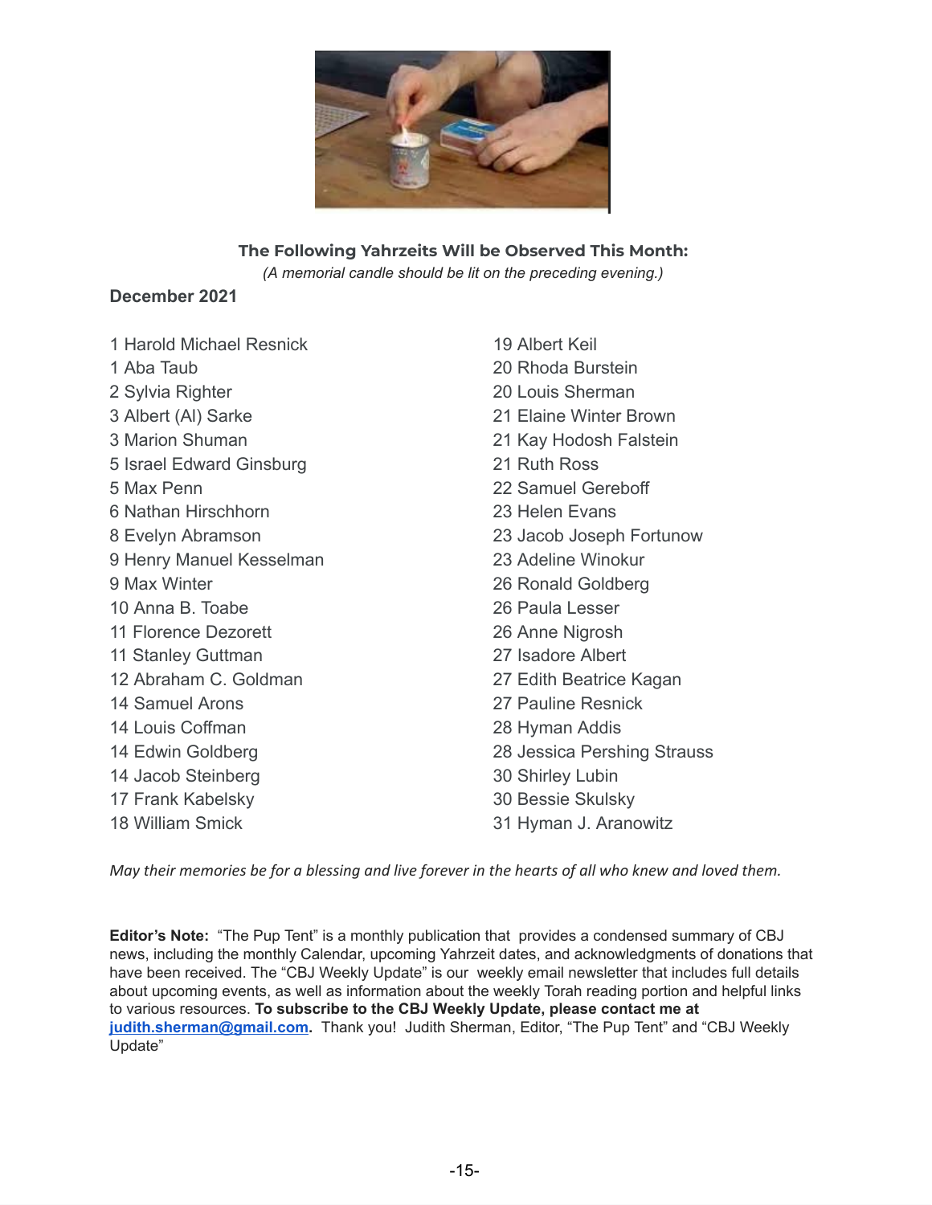**The Following Yahrzeits Will be Observed This Month:**

*(A memorial candle should be lit on the preceding evening.)*

**December 2021**

1 Harold Michael Resnick
1 Aba Taub
2 Sylvia Righter
3 Albert (Al) Sarke
3 Marion Shuman
5 Israel Edward Ginsburg
5 Max Penn
6 Nathan Hirschhorn
8 Evelyn Abramson
9 Henry Manuel Kesselman
9 Max Winter
10 Anna B. Toabe
11 Florence Dezorett
11 Stanley Guttman
12 Abraham C. Goldman
14 Samuel Arons
14 Louis Coffman
14 Edwin Goldberg
14 Jacob Steinberg
17 Frank Kabelsky
18 William Smick
19 Albert Keil
20 Rhoda Burstein
20 Louis Sherman
21 Elaine Winter Brown
21 Kay Hodosh Falstein
21 Ruth Ross
22 Samuel Gereboff
23 Helen Evans
23 Jacob Joseph Fortunow
23 Adeline Winokur
26 Ronald Goldberg
26 Paula Lesser
26 Anne Nigrosh
27 Isadore Albert
27 Edith Beatrice Kagan
27 Pauline Resnick
28 Hyman Addis
28 Jessica Pershing Strauss
30 Shirley Lubin
30 Bessie Skulsky
31 Hyman J. Aranowitz

*May their memories be for a blessing and live forever in the hearts of all who knew and loved them.*

**Editor's Note:** "The Pup Tent" is a monthly publication that provides a condensed summary of CBJ news, including the monthly Calendar, upcoming Yahrzeit dates, and acknowledgments of donations that have been received. The "CBJ Weekly Update" is our weekly email newsletter that includes full details about upcoming events, as well as information about the weekly Torah reading portion and helpful links to various resources. **To subscribe to the CBJ Weekly Update, please contact me at judith.sherman@gmail.com.** Thank you! Judith Sherman, Editor, "The Pup Tent" and "CBJ Weekly Update"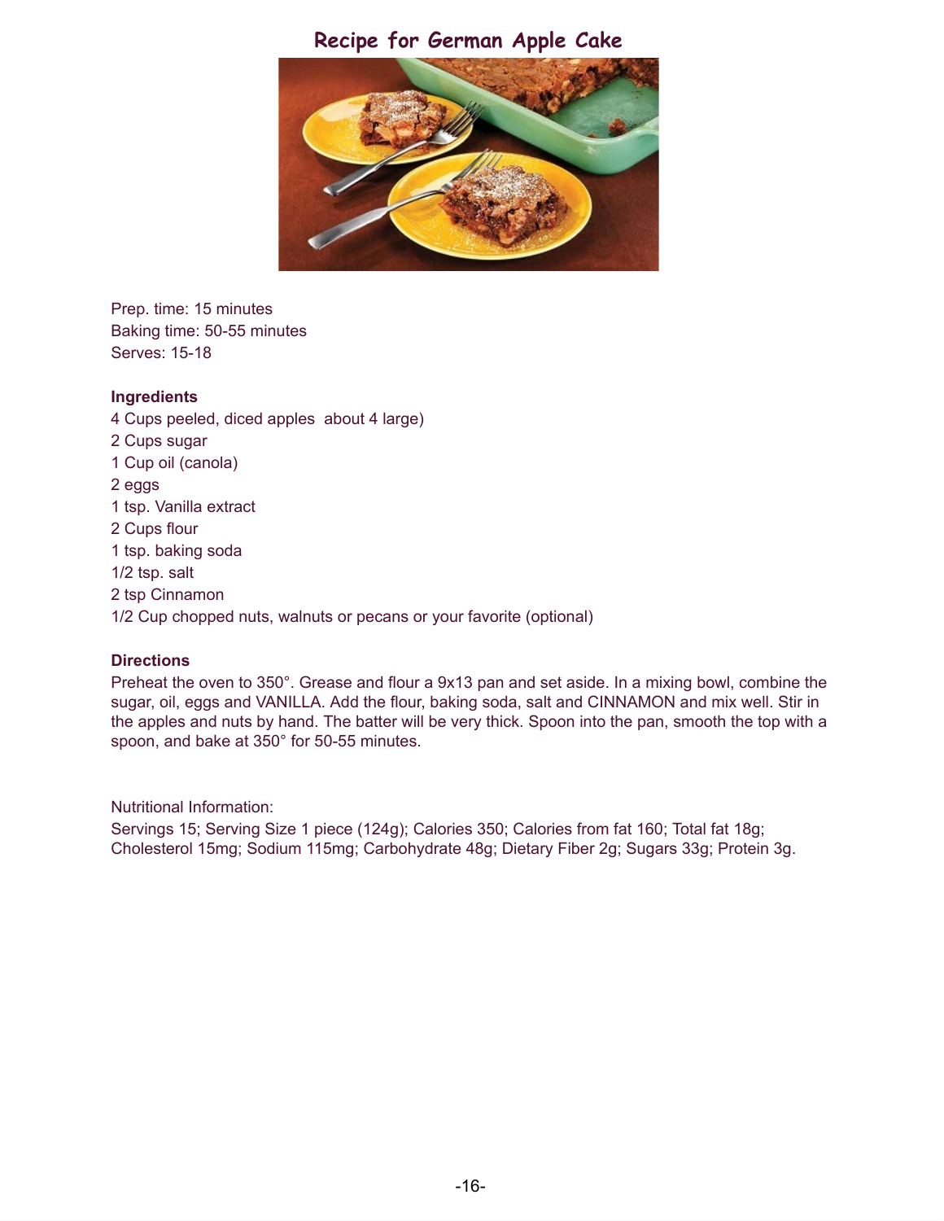# Recipe for German Apple Cake

Prep. time: 15 minutes
Baking time: 50-55 minutes
Serves: 15-18

**Ingredients**

4 Cups peeled, diced apples  about 4 large)
2 Cups sugar
1 Cup oil (canola)
2 eggs
1 tsp. Vanilla extract
2 Cups flour
1 tsp. baking soda
1/2 tsp. salt
2 tsp Cinnamon
1/2 Cup chopped nuts, walnuts or pecans or your favorite (optional)

**Directions**

Preheat the oven to 350°. Grease and flour a 9x13 pan and set aside. In a mixing bowl, combine the sugar, oil, eggs and VANILLA. Add the flour, baking soda, salt and CINNAMON and mix well. Stir in the apples and nuts by hand. The batter will be very thick. Spoon into the pan, smooth the top with a spoon, and bake at 350° for 50-55 minutes.

Nutritional Information:
Servings 15; Serving Size 1 piece (124g); Calories 350; Calories from fat 160; Total fat 18g; Cholesterol 15mg; Sodium 115mg; Carbohydrate 48g; Dietary Fiber 2g; Sugars 33g; Protein 3g.